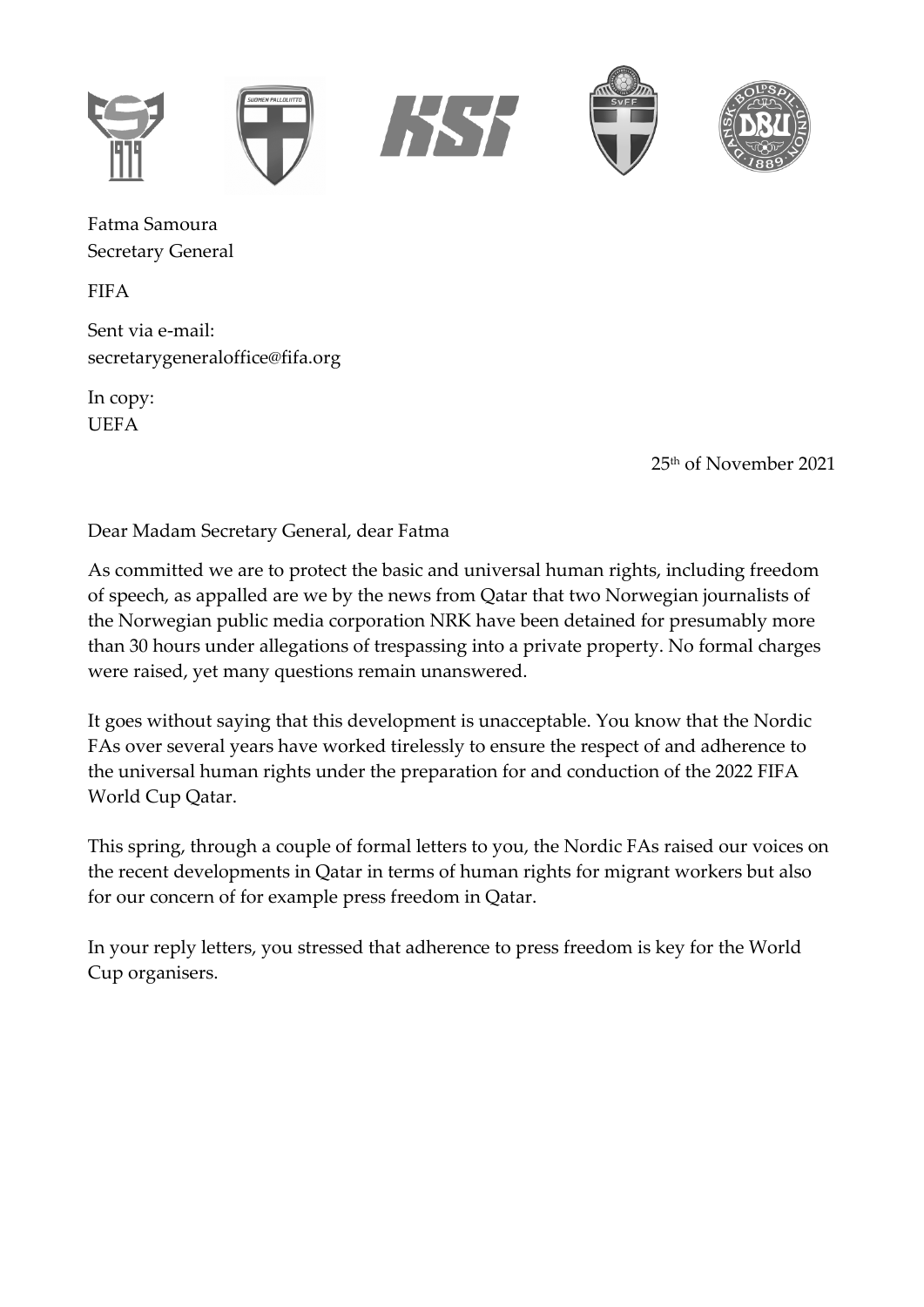Fatma Samoura
Secretary General

FIFA

Sent via e-mail:
secretarygeneraloffice@fifa.org

In copy:
UEFA

25th of November 2021

Dear Madam Secretary General, dear Fatma

As committed we are to protect the basic and universal human rights, including freedom of speech, as appalled are we by the news from Qatar that two Norwegian journalists of the Norwegian public media corporation NRK have been detained for presumably more than 30 hours under allegations of trespassing into a private property. No formal charges were raised, yet many questions remain unanswered.

It goes without saying that this development is unacceptable. You know that the Nordic FAs over several years have worked tirelessly to ensure the respect of and adherence to the universal human rights under the preparation for and conduction of the 2022 FIFA World Cup Qatar.

This spring, through a couple of formal letters to you, the Nordic FAs raised our voices on the recent developments in Qatar in terms of human rights for migrant workers but also for our concern of for example press freedom in Qatar.

In your reply letters, you stressed that adherence to press freedom is key for the World Cup organisers.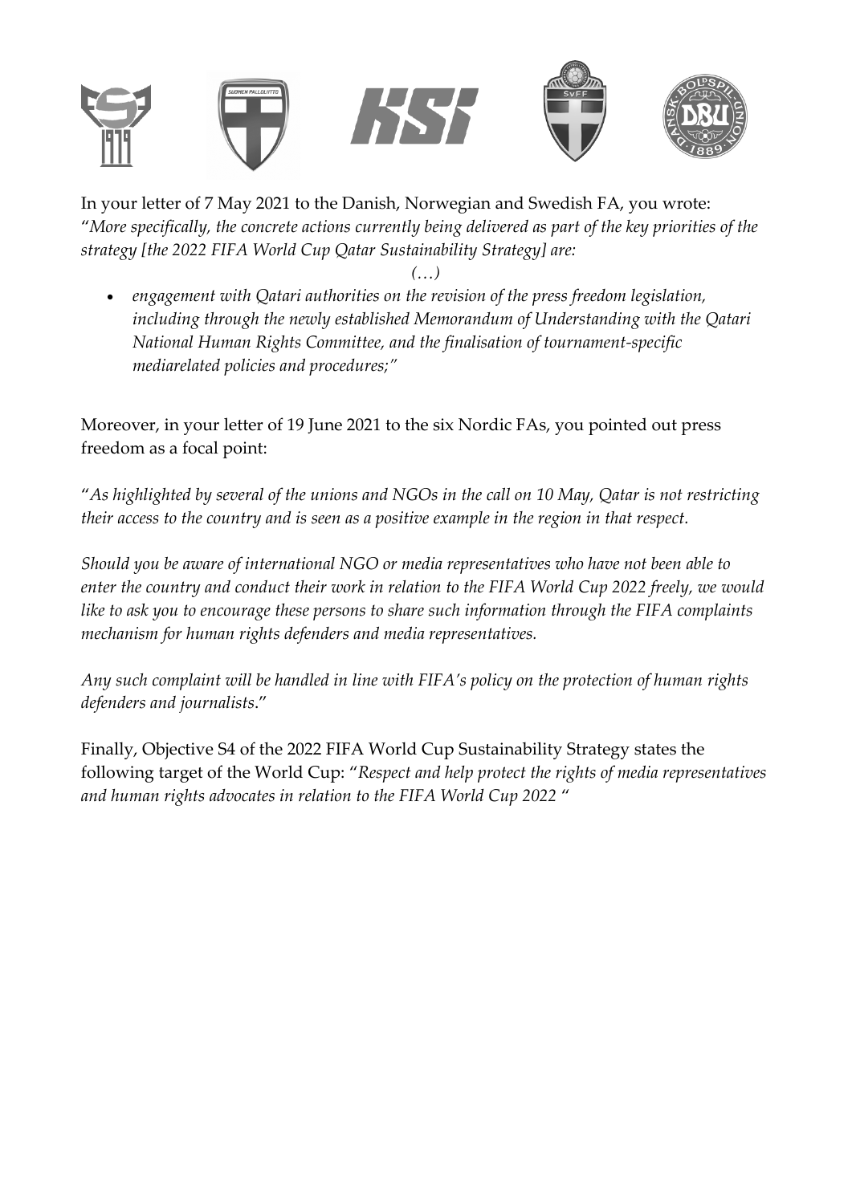In your letter of 7 May 2021 to the Danish, Norwegian and Swedish FA, you wrote: "*More specifically, the concrete actions currently being delivered as part of the key priorities of the strategy [the 2022 FIFA World Cup Qatar Sustainability Strategy] are:*

*(…)*

- *engagement with Qatari authorities on the revision of the press freedom legislation, including through the newly established Memorandum of Understanding with the Qatari National Human Rights Committee, and the finalisation of tournament-specific mediarelated policies and procedures;"*

Moreover, in your letter of 19 June 2021 to the six Nordic FAs, you pointed out press freedom as a focal point:

"*As highlighted by several of the unions and NGOs in the call on 10 May, Qatar is not restricting their access to the country and is seen as a positive example in the region in that respect.*

*Should you be aware of international NGO or media representatives who have not been able to enter the country and conduct their work in relation to the FIFA World Cup 2022 freely, we would like to ask you to encourage these persons to share such information through the FIFA complaints mechanism for human rights defenders and media representatives.*

*Any such complaint will be handled in line with FIFA's policy on the protection of human rights defenders and journalists*."

Finally, Objective S4 of the 2022 FIFA World Cup Sustainability Strategy states the following target of the World Cup: "*Respect and help protect the rights of media representatives and human rights advocates in relation to the FIFA World Cup 2022* "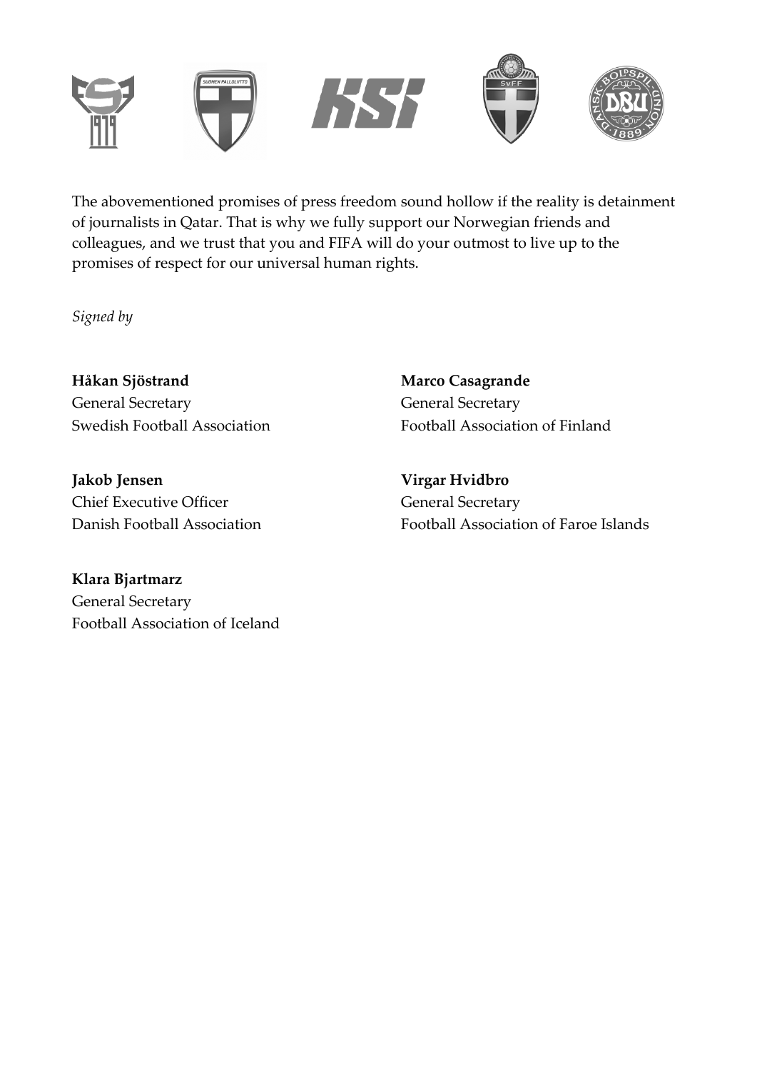The abovementioned promises of press freedom sound hollow if the reality is detainment of journalists in Qatar. That is why we fully support our Norwegian friends and colleagues, and we trust that you and FIFA will do your outmost to live up to the promises of respect for our universal human rights.

*Signed by*

**Håkan Sjöstrand**
General Secretary
Swedish Football Association

**Marco Casagrande**
General Secretary
Football Association of Finland

**Jakob Jensen**
Chief Executive Officer
Danish Football Association

**Virgar Hvidbro**
General Secretary
Football Association of Faroe Islands

**Klara Bjartmarz**
General Secretary
Football Association of Iceland